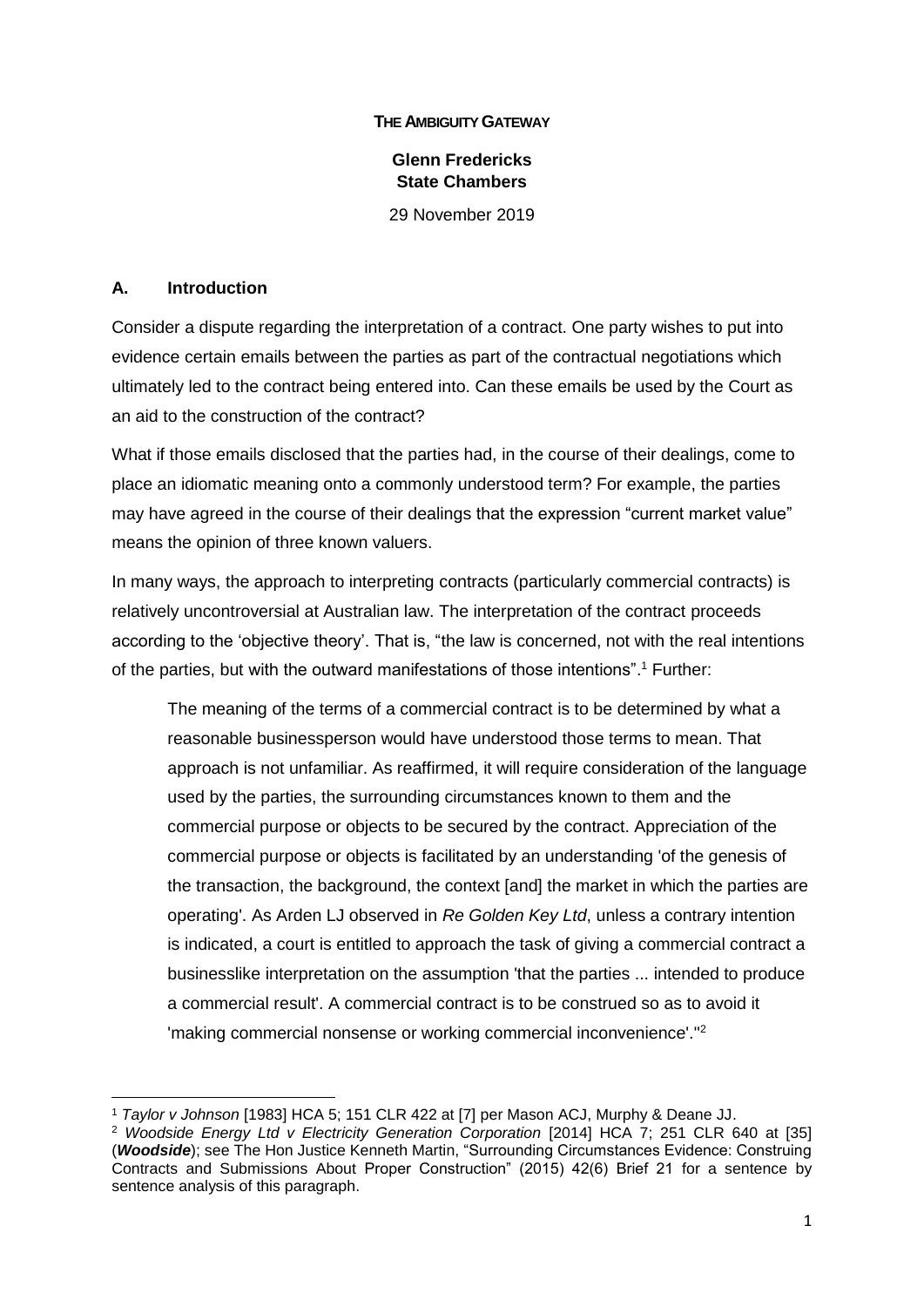**THE AMBIGUITY GATEWAY**

**Glenn Fredericks**
**State Chambers**

29 November 2019

## A. Introduction

Consider a dispute regarding the interpretation of a contract. One party wishes to put into evidence certain emails between the parties as part of the contractual negotiations which ultimately led to the contract being entered into. Can these emails be used by the Court as an aid to the construction of the contract?

What if those emails disclosed that the parties had, in the course of their dealings, come to place an idiomatic meaning onto a commonly understood term? For example, the parties may have agreed in the course of their dealings that the expression "current market value" means the opinion of three known valuers.

In many ways, the approach to interpreting contracts (particularly commercial contracts) is relatively uncontroversial at Australian law. The interpretation of the contract proceeds according to the 'objective theory'. That is, "the law is concerned, not with the real intentions of the parties, but with the outward manifestations of those intentions".[1] Further:

> The meaning of the terms of a commercial contract is to be determined by what a reasonable businessperson would have understood those terms to mean. That approach is not unfamiliar. As reaffirmed, it will require consideration of the language used by the parties, the surrounding circumstances known to them and the commercial purpose or objects to be secured by the contract. Appreciation of the commercial purpose or objects is facilitated by an understanding 'of the genesis of the transaction, the background, the context [and] the market in which the parties are operating'. As Arden LJ observed in *Re Golden Key Ltd*, unless a contrary intention is indicated, a court is entitled to approach the task of giving a commercial contract a businesslike interpretation on the assumption 'that the parties ... intended to produce a commercial result'. A commercial contract is to be construed so as to avoid it 'making commercial nonsense or working commercial inconvenience'."[2]

---

[1] *Taylor v Johnson* [1983] HCA 5; 151 CLR 422 at [7] per Mason ACJ, Murphy & Deane JJ.

[2] *Woodside Energy Ltd v Electricity Generation Corporation* [2014] HCA 7; 251 CLR 640 at [35] (***Woodside***); see The Hon Justice Kenneth Martin, "Surrounding Circumstances Evidence: Construing Contracts and Submissions About Proper Construction" (2015) 42(6) Brief 21 for a sentence by sentence analysis of this paragraph.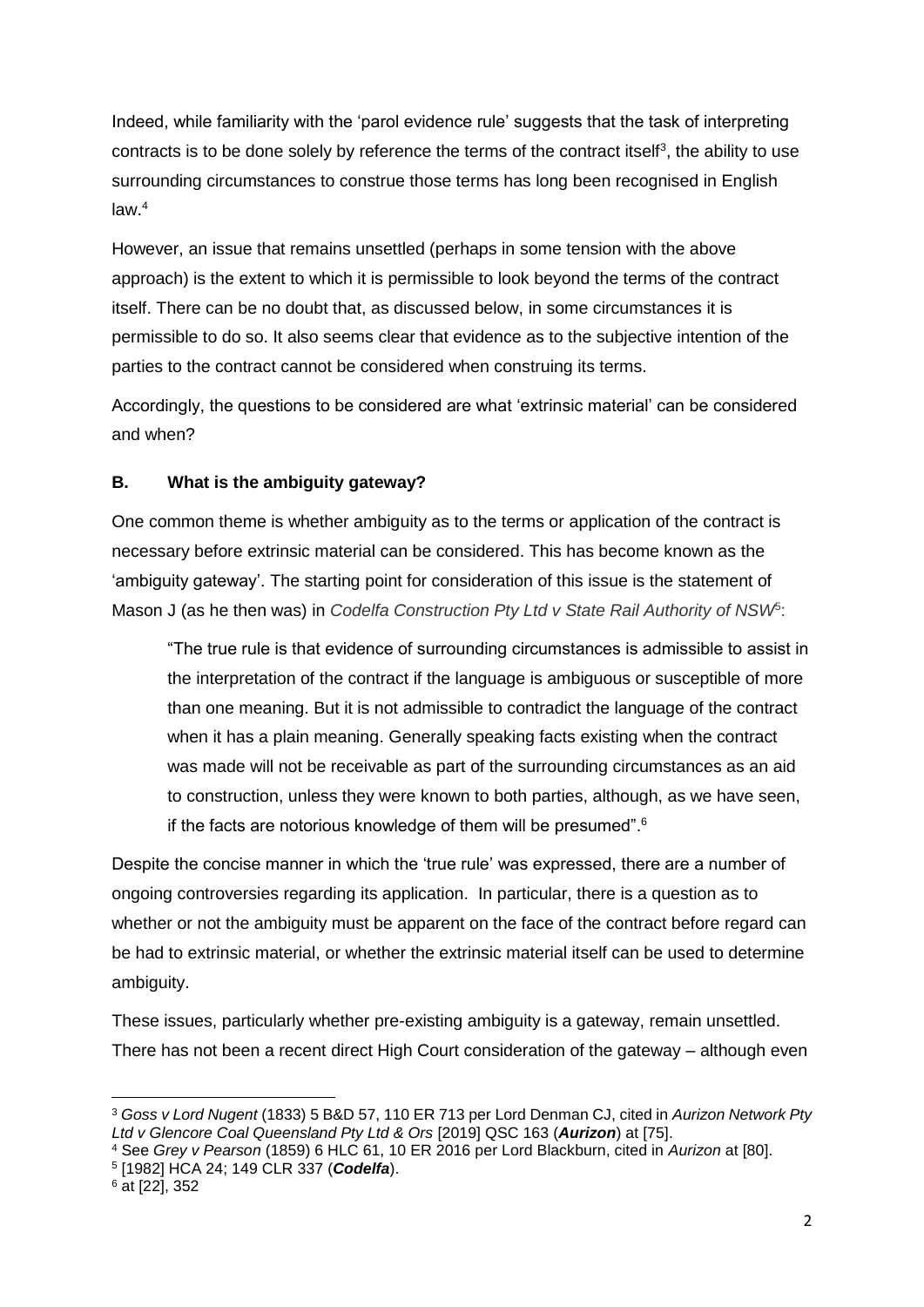Indeed, while familiarity with the 'parol evidence rule' suggests that the task of interpreting contracts is to be done solely by reference the terms of the contract itself[3], the ability to use surrounding circumstances to construe those terms has long been recognised in English law.[4]

However, an issue that remains unsettled (perhaps in some tension with the above approach) is the extent to which it is permissible to look beyond the terms of the contract itself. There can be no doubt that, as discussed below, in some circumstances it is permissible to do so. It also seems clear that evidence as to the subjective intention of the parties to the contract cannot be considered when construing its terms.

Accordingly, the questions to be considered are what 'extrinsic material' can be considered and when?

## B. What is the ambiguity gateway?

One common theme is whether ambiguity as to the terms or application of the contract is necessary before extrinsic material can be considered. This has become known as the 'ambiguity gateway'. The starting point for consideration of this issue is the statement of Mason J (as he then was) in *Codelfa Construction Pty Ltd v State Rail Authority of NSW*[5]:

> "The true rule is that evidence of surrounding circumstances is admissible to assist in the interpretation of the contract if the language is ambiguous or susceptible of more than one meaning. But it is not admissible to contradict the language of the contract when it has a plain meaning. Generally speaking facts existing when the contract was made will not be receivable as part of the surrounding circumstances as an aid to construction, unless they were known to both parties, although, as we have seen, if the facts are notorious knowledge of them will be presumed".[6]

Despite the concise manner in which the 'true rule' was expressed, there are a number of ongoing controversies regarding its application. In particular, there is a question as to whether or not the ambiguity must be apparent on the face of the contract before regard can be had to extrinsic material, or whether the extrinsic material itself can be used to determine ambiguity.

These issues, particularly whether pre-existing ambiguity is a gateway, remain unsettled. There has not been a recent direct High Court consideration of the gateway – although even

---

[3] *Goss v Lord Nugent* (1833) 5 B&D 57, 110 ER 713 per Lord Denman CJ, cited in *Aurizon Network Pty Ltd v Glencore Coal Queensland Pty Ltd & Ors* [2019] QSC 163 (***Aurizon***) at [75].

[4] See *Grey v Pearson* (1859) 6 HLC 61, 10 ER 2016 per Lord Blackburn, cited in *Aurizon* at [80].

[5] [1982] HCA 24; 149 CLR 337 (***Codelfa***).

[6] at [22], 352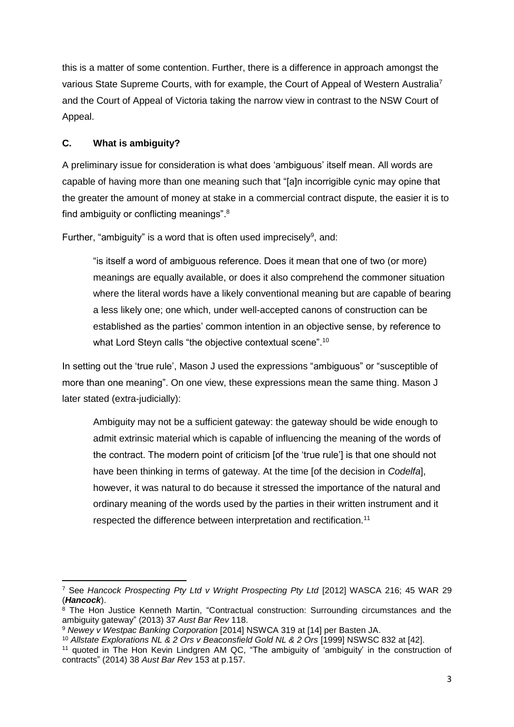this is a matter of some contention. Further, there is a difference in approach amongst the various State Supreme Courts, with for example, the Court of Appeal of Western Australia[7] and the Court of Appeal of Victoria taking the narrow view in contrast to the NSW Court of Appeal.

### C. What is ambiguity?

A preliminary issue for consideration is what does 'ambiguous' itself mean. All words are capable of having more than one meaning such that "[a]n incorrigible cynic may opine that the greater the amount of money at stake in a commercial contract dispute, the easier it is to find ambiguity or conflicting meanings".[8]

Further, "ambiguity" is a word that is often used imprecisely[9], and:

> "is itself a word of ambiguous reference. Does it mean that one of two (or more) meanings are equally available, or does it also comprehend the commoner situation where the literal words have a likely conventional meaning but are capable of bearing a less likely one; one which, under well-accepted canons of construction can be established as the parties' common intention in an objective sense, by reference to what Lord Steyn calls "the objective contextual scene".[10]

In setting out the 'true rule', Mason J used the expressions "ambiguous" or "susceptible of more than one meaning". On one view, these expressions mean the same thing. Mason J later stated (extra-judicially):

> Ambiguity may not be a sufficient gateway: the gateway should be wide enough to admit extrinsic material which is capable of influencing the meaning of the words of the contract. The modern point of criticism [of the 'true rule'] is that one should not have been thinking in terms of gateway. At the time [of the decision in *Codelfa*], however, it was natural to do because it stressed the importance of the natural and ordinary meaning of the words used by the parties in their written instrument and it respected the difference between interpretation and rectification.[11]

---

[7] See *Hancock Prospecting Pty Ltd v Wright Prospecting Pty Ltd* [2012] WASCA 216; 45 WAR 29 (***Hancock***).

[8] The Hon Justice Kenneth Martin, "Contractual construction: Surrounding circumstances and the ambiguity gateway" (2013) 37 *Aust Bar Rev* 118.

[9] *Newey v Westpac Banking Corporation* [2014] NSWCA 319 at [14] per Basten JA.

[10] *Allstate Explorations NL & 2 Ors v Beaconsfield Gold NL & 2 Ors* [1999] NSWSC 832 at [42].

[11] quoted in The Hon Kevin Lindgren AM QC, "The ambiguity of 'ambiguity' in the construction of contracts" (2014) 38 *Aust Bar Rev* 153 at p.157.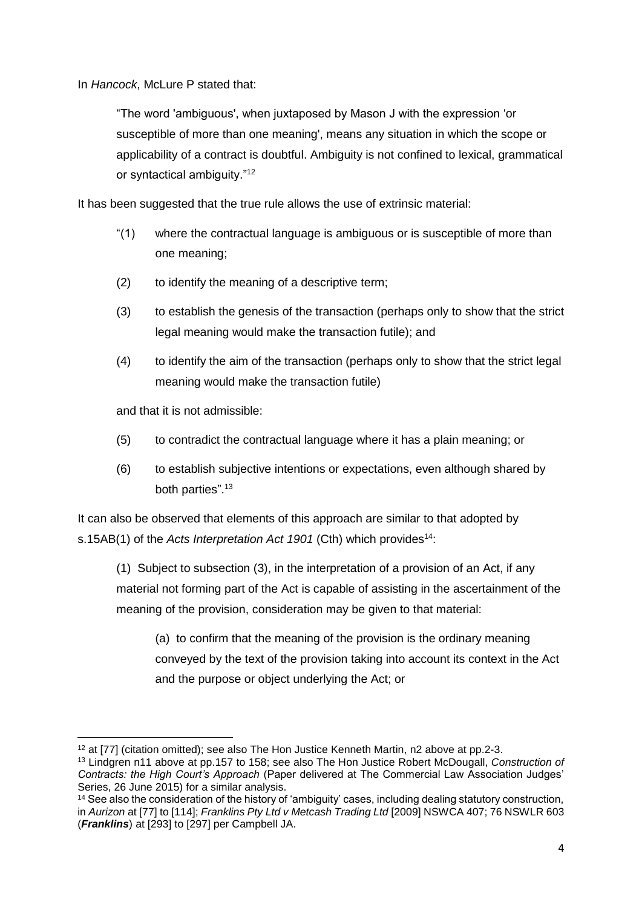In *Hancock*, McLure P stated that:

> "The word 'ambiguous', when juxtaposed by Mason J with the expression 'or susceptible of more than one meaning', means any situation in which the scope or applicability of a contract is doubtful. Ambiguity is not confined to lexical, grammatical or syntactical ambiguity."[12]

It has been suggested that the true rule allows the use of extrinsic material:

> "(1) where the contractual language is ambiguous or is susceptible of more than one meaning;
>
> (2) to identify the meaning of a descriptive term;
>
> (3) to establish the genesis of the transaction (perhaps only to show that the strict legal meaning would make the transaction futile); and
>
> (4) to identify the aim of the transaction (perhaps only to show that the strict legal meaning would make the transaction futile)
>
> and that it is not admissible:
>
> (5) to contradict the contractual language where it has a plain meaning; or
>
> (6) to establish subjective intentions or expectations, even although shared by both parties".[13]

It can also be observed that elements of this approach are similar to that adopted by s.15AB(1) of the *Acts Interpretation Act 1901* (Cth) which provides[14]:

> (1) Subject to subsection (3), in the interpretation of a provision of an Act, if any material not forming part of the Act is capable of assisting in the ascertainment of the meaning of the provision, consideration may be given to that material:
>
> > (a) to confirm that the meaning of the provision is the ordinary meaning conveyed by the text of the provision taking into account its context in the Act and the purpose or object underlying the Act; or

---

[12] at [77] (citation omitted); see also The Hon Justice Kenneth Martin, n2 above at pp.2-3.

[13] Lindgren n11 above at pp.157 to 158; see also The Hon Justice Robert McDougall, *Construction of Contracts: the High Court's Approach* (Paper delivered at The Commercial Law Association Judges' Series, 26 June 2015) for a similar analysis.

[14] See also the consideration of the history of 'ambiguity' cases, including dealing statutory construction, in *Aurizon* at [77] to [114]; *Franklins Pty Ltd v Metcash Trading Ltd* [2009] NSWCA 407; 76 NSWLR 603 (***Franklins***) at [293] to [297] per Campbell JA.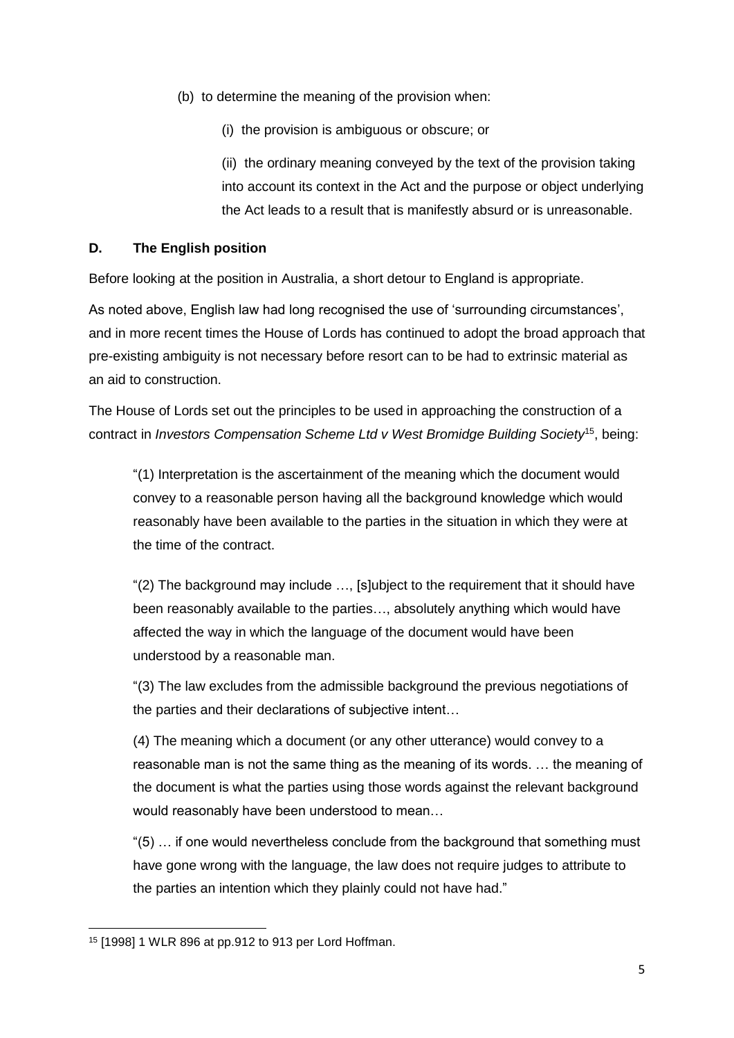(b) to determine the meaning of the provision when:

(i) the provision is ambiguous or obscure; or

(ii) the ordinary meaning conveyed by the text of the provision taking into account its context in the Act and the purpose or object underlying the Act leads to a result that is manifestly absurd or is unreasonable.

## D. The English position

Before looking at the position in Australia, a short detour to England is appropriate.

As noted above, English law had long recognised the use of 'surrounding circumstances', and in more recent times the House of Lords has continued to adopt the broad approach that pre-existing ambiguity is not necessary before resort can to be had to extrinsic material as an aid to construction.

The House of Lords set out the principles to be used in approaching the construction of a contract in *Investors Compensation Scheme Ltd v West Bromidge Building Society*[15], being:

> "(1) Interpretation is the ascertainment of the meaning which the document would convey to a reasonable person having all the background knowledge which would reasonably have been available to the parties in the situation in which they were at the time of the contract.
>
> "(2) The background may include …, [s]ubject to the requirement that it should have been reasonably available to the parties…, absolutely anything which would have affected the way in which the language of the document would have been understood by a reasonable man.
>
> "(3) The law excludes from the admissible background the previous negotiations of the parties and their declarations of subjective intent…
>
> (4) The meaning which a document (or any other utterance) would convey to a reasonable man is not the same thing as the meaning of its words. … the meaning of the document is what the parties using those words against the relevant background would reasonably have been understood to mean…
>
> "(5) … if one would nevertheless conclude from the background that something must have gone wrong with the language, the law does not require judges to attribute to the parties an intention which they plainly could not have had."

---

[15] [1998] 1 WLR 896 at pp.912 to 913 per Lord Hoffman.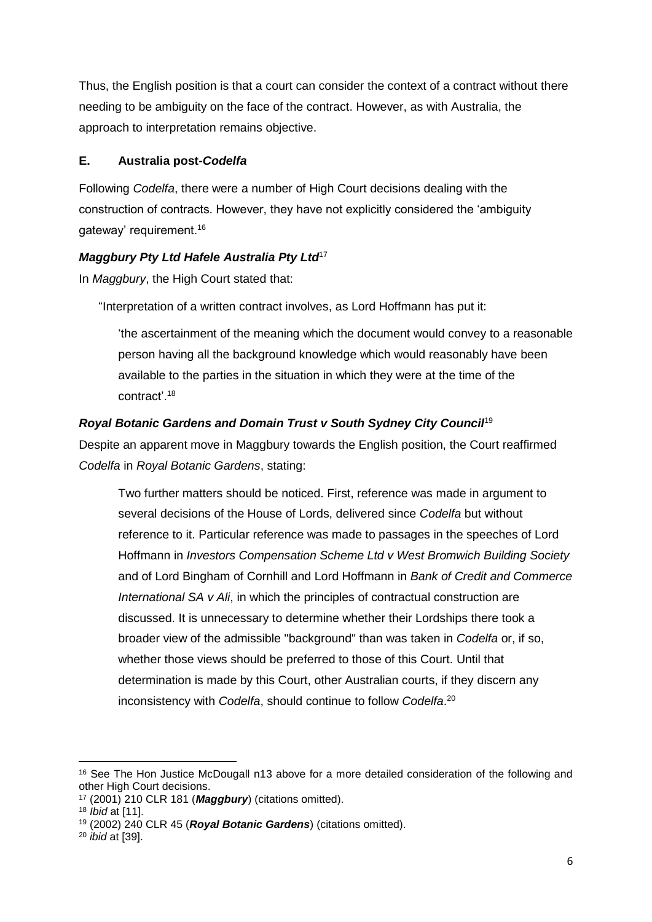Thus, the English position is that a court can consider the context of a contract without there needing to be ambiguity on the face of the contract. However, as with Australia, the approach to interpretation remains objective.

### E. Australia post-*Codelfa*

Following *Codelfa*, there were a number of High Court decisions dealing with the construction of contracts. However, they have not explicitly considered the 'ambiguity gateway' requirement.[16]

#### *Maggbury Pty Ltd Hafele Australia Pty Ltd*[17]

In *Maggbury*, the High Court stated that:

> "Interpretation of a written contract involves, as Lord Hoffmann has put it:
>
> > 'the ascertainment of the meaning which the document would convey to a reasonable person having all the background knowledge which would reasonably have been available to the parties in the situation in which they were at the time of the contract'.[18]

#### *Royal Botanic Gardens and Domain Trust v South Sydney City Council*[19]

Despite an apparent move in Maggbury towards the English position, the Court reaffirmed *Codelfa* in *Royal Botanic Gardens*, stating:

> Two further matters should be noticed. First, reference was made in argument to several decisions of the House of Lords, delivered since *Codelfa* but without reference to it. Particular reference was made to passages in the speeches of Lord Hoffmann in *Investors Compensation Scheme Ltd v West Bromwich Building Society* and of Lord Bingham of Cornhill and Lord Hoffmann in *Bank of Credit and Commerce International SA v Ali*, in which the principles of contractual construction are discussed. It is unnecessary to determine whether their Lordships there took a broader view of the admissible "background" than was taken in *Codelfa* or, if so, whether those views should be preferred to those of this Court. Until that determination is made by this Court, other Australian courts, if they discern any inconsistency with *Codelfa*, should continue to follow *Codelfa*.[20]

---

[16] See The Hon Justice McDougall n13 above for a more detailed consideration of the following and other High Court decisions.

[17] (2001) 210 CLR 181 (***Maggbury***) (citations omitted).

[18] *Ibid* at [11].

[19] (2002) 240 CLR 45 (***Royal Botanic Gardens***) (citations omitted).

[20] *ibid* at [39].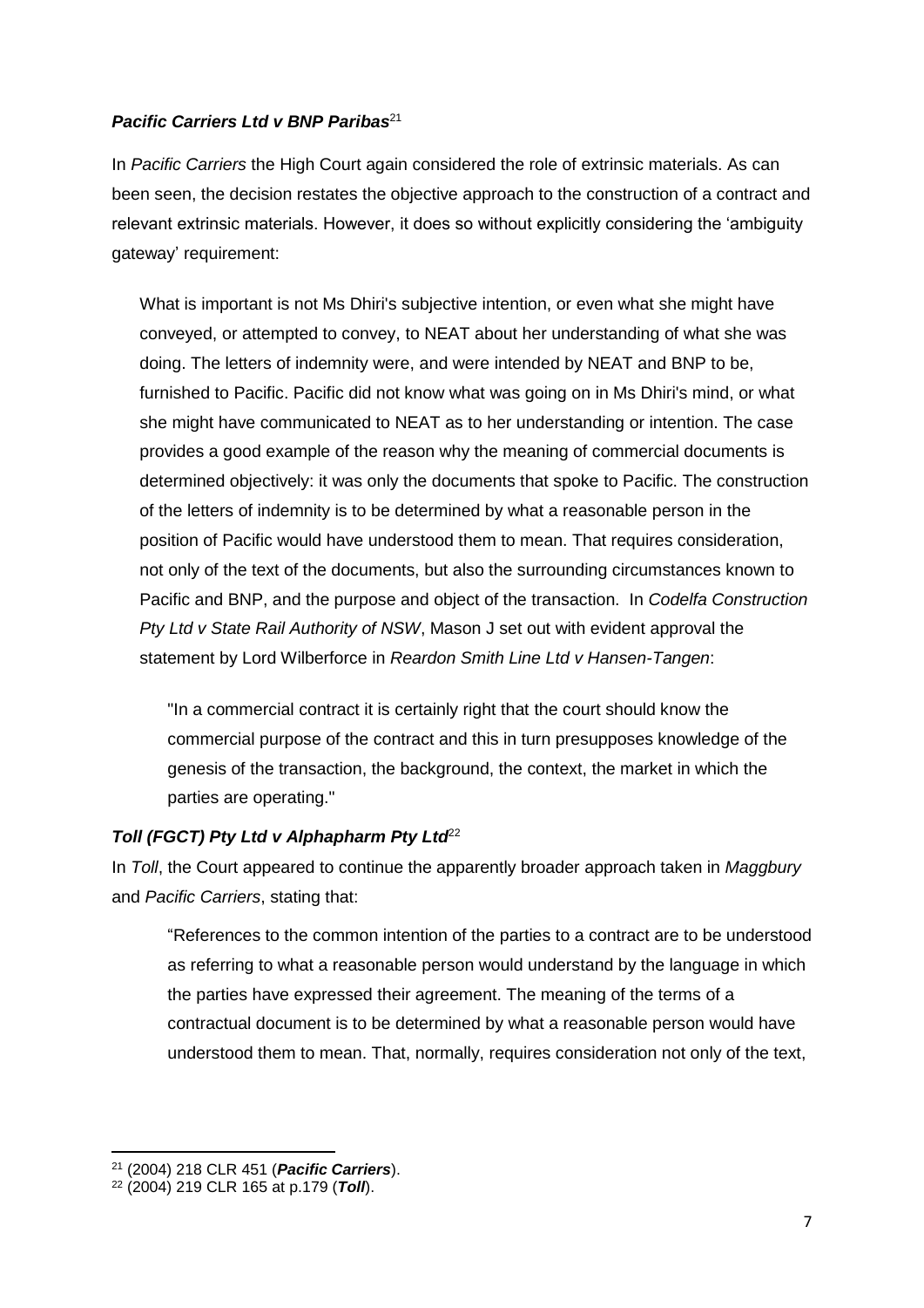### *Pacific Carriers Ltd v BNP Paribas*[21]

In *Pacific Carriers* the High Court again considered the role of extrinsic materials. As can been seen, the decision restates the objective approach to the construction of a contract and relevant extrinsic materials. However, it does so without explicitly considering the 'ambiguity gateway' requirement:

> What is important is not Ms Dhiri's subjective intention, or even what she might have conveyed, or attempted to convey, to NEAT about her understanding of what she was doing. The letters of indemnity were, and were intended by NEAT and BNP to be, furnished to Pacific. Pacific did not know what was going on in Ms Dhiri's mind, or what she might have communicated to NEAT as to her understanding or intention. The case provides a good example of the reason why the meaning of commercial documents is determined objectively: it was only the documents that spoke to Pacific. The construction of the letters of indemnity is to be determined by what a reasonable person in the position of Pacific would have understood them to mean. That requires consideration, not only of the text of the documents, but also the surrounding circumstances known to Pacific and BNP, and the purpose and object of the transaction. In *Codelfa Construction Pty Ltd v State Rail Authority of NSW*, Mason J set out with evident approval the statement by Lord Wilberforce in *Reardon Smith Line Ltd v Hansen-Tangen*:
>
> > "In a commercial contract it is certainly right that the court should know the commercial purpose of the contract and this in turn presupposes knowledge of the genesis of the transaction, the background, the context, the market in which the parties are operating."

### *Toll (FGCT) Pty Ltd v Alphapharm Pty Ltd*[22]

In *Toll*, the Court appeared to continue the apparently broader approach taken in *Maggbury* and *Pacific Carriers*, stating that:

> "References to the common intention of the parties to a contract are to be understood as referring to what a reasonable person would understand by the language in which the parties have expressed their agreement. The meaning of the terms of a contractual document is to be determined by what a reasonable person would have understood them to mean. That, normally, requires consideration not only of the text,

---

[21] (2004) 218 CLR 451 (***Pacific Carriers***).

[22] (2004) 219 CLR 165 at p.179 (***Toll***).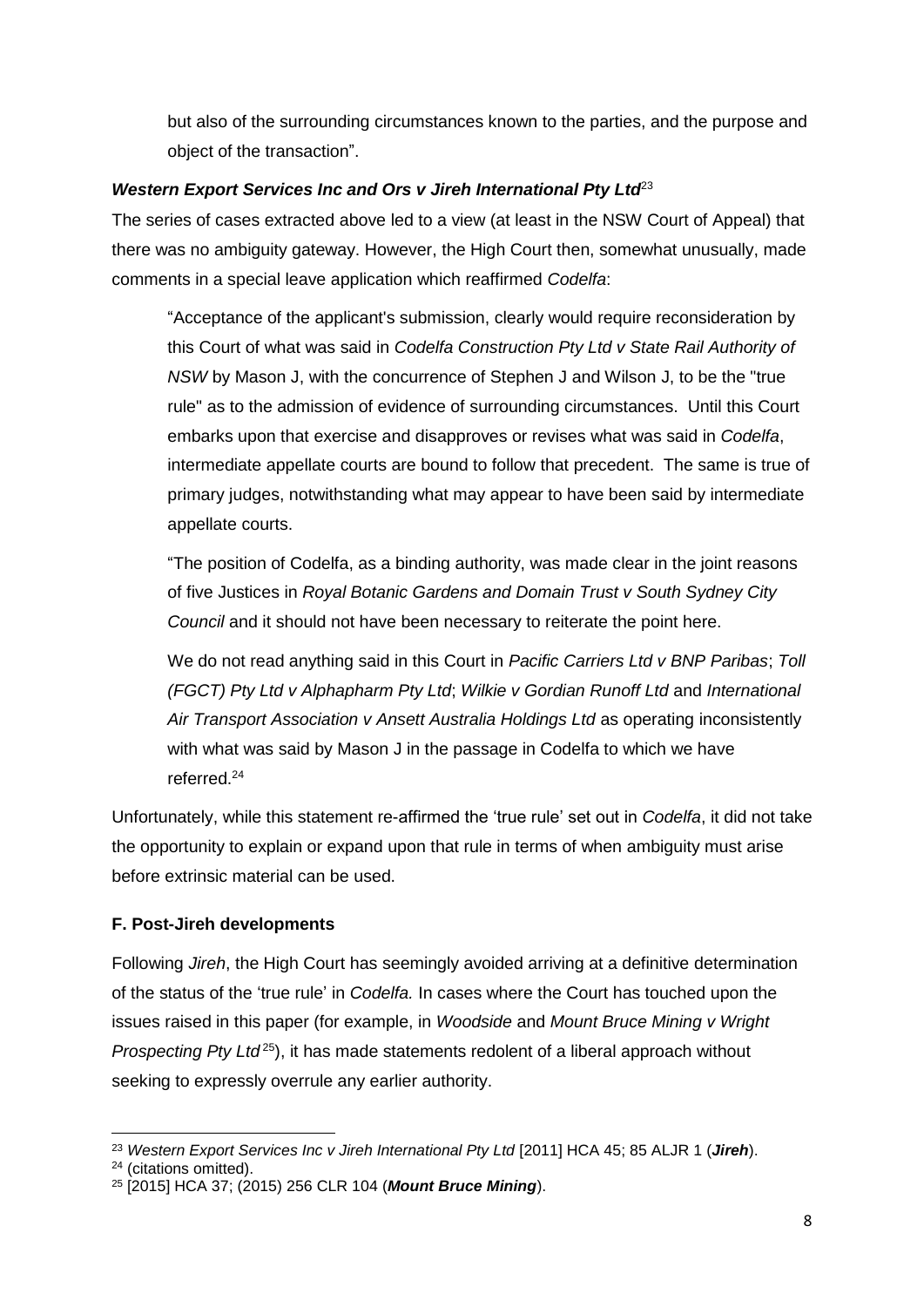but also of the surrounding circumstances known to the parties, and the purpose and object of the transaction".

### *Western Export Services Inc and Ors v Jireh International Pty Ltd*[23]

The series of cases extracted above led to a view (at least in the NSW Court of Appeal) that there was no ambiguity gateway. However, the High Court then, somewhat unusually, made comments in a special leave application which reaffirmed *Codelfa*:

> "Acceptance of the applicant's submission, clearly would require reconsideration by this Court of what was said in *Codelfa Construction Pty Ltd v State Rail Authority of NSW* by Mason J, with the concurrence of Stephen J and Wilson J, to be the "true rule" as to the admission of evidence of surrounding circumstances. Until this Court embarks upon that exercise and disapproves or revises what was said in *Codelfa*, intermediate appellate courts are bound to follow that precedent. The same is true of primary judges, notwithstanding what may appear to have been said by intermediate appellate courts.
>
> "The position of Codelfa, as a binding authority, was made clear in the joint reasons of five Justices in *Royal Botanic Gardens and Domain Trust v South Sydney City Council* and it should not have been necessary to reiterate the point here.
>
> We do not read anything said in this Court in *Pacific Carriers Ltd v BNP Paribas*; *Toll (FGCT) Pty Ltd v Alphapharm Pty Ltd*; *Wilkie v Gordian Runoff Ltd* and *International Air Transport Association v Ansett Australia Holdings Ltd* as operating inconsistently with what was said by Mason J in the passage in Codelfa to which we have referred.[24]

Unfortunately, while this statement re-affirmed the 'true rule' set out in *Codelfa*, it did not take the opportunity to explain or expand upon that rule in terms of when ambiguity must arise before extrinsic material can be used.

## F. Post-Jireh developments

Following *Jireh*, the High Court has seemingly avoided arriving at a definitive determination of the status of the 'true rule' in *Codelfa.* In cases where the Court has touched upon the issues raised in this paper (for example, in *Woodside* and *Mount Bruce Mining v Wright Prospecting Pty Ltd*[25]), it has made statements redolent of a liberal approach without seeking to expressly overrule any earlier authority.

---

[23] *Western Export Services Inc v Jireh International Pty Ltd* [2011] HCA 45; 85 ALJR 1 (***Jireh***).

[24] (citations omitted).

[25] [2015] HCA 37; (2015) 256 CLR 104 (***Mount Bruce Mining***).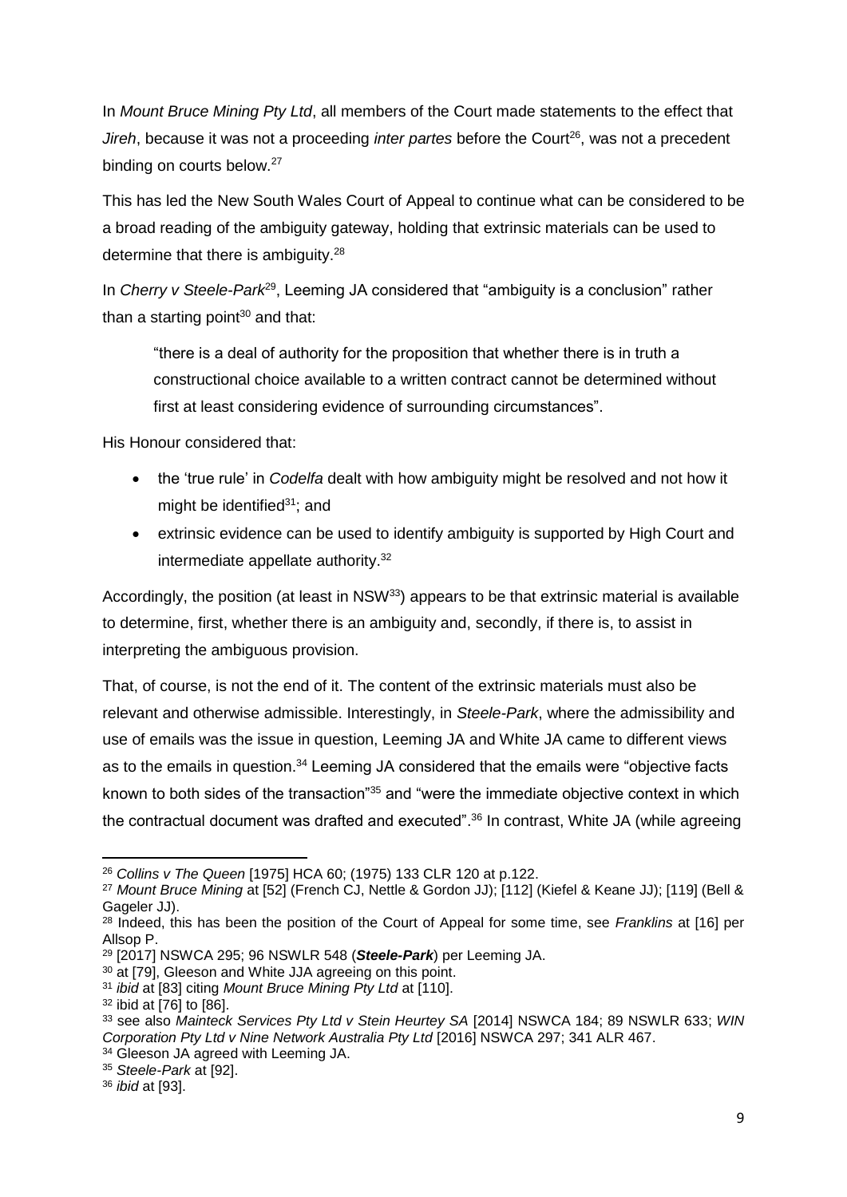In *Mount Bruce Mining Pty Ltd*, all members of the Court made statements to the effect that *Jireh*, because it was not a proceeding *inter partes* before the Court[26], was not a precedent binding on courts below.[27]

This has led the New South Wales Court of Appeal to continue what can be considered to be a broad reading of the ambiguity gateway, holding that extrinsic materials can be used to determine that there is ambiguity.[28]

In *Cherry v Steele-Park*[29], Leeming JA considered that "ambiguity is a conclusion" rather than a starting point[30] and that:

> "there is a deal of authority for the proposition that whether there is in truth a constructional choice available to a written contract cannot be determined without first at least considering evidence of surrounding circumstances".

His Honour considered that:

- the 'true rule' in *Codelfa* dealt with how ambiguity might be resolved and not how it might be identified[31]; and
- extrinsic evidence can be used to identify ambiguity is supported by High Court and intermediate appellate authority.[32]

Accordingly, the position (at least in NSW[33]) appears to be that extrinsic material is available to determine, first, whether there is an ambiguity and, secondly, if there is, to assist in interpreting the ambiguous provision.

That, of course, is not the end of it. The content of the extrinsic materials must also be relevant and otherwise admissible. Interestingly, in *Steele-Park*, where the admissibility and use of emails was the issue in question, Leeming JA and White JA came to different views as to the emails in question.[34] Leeming JA considered that the emails were "objective facts known to both sides of the transaction"[35] and "were the immediate objective context in which the contractual document was drafted and executed".[36] In contrast, White JA (while agreeing

---

[26] *Collins v The Queen* [1975] HCA 60; (1975) 133 CLR 120 at p.122.

[27] *Mount Bruce Mining* at [52] (French CJ, Nettle & Gordon JJ); [112] (Kiefel & Keane JJ); [119] (Bell & Gageler JJ).

[28] Indeed, this has been the position of the Court of Appeal for some time, see *Franklins* at [16] per Allsop P.

[29] [2017] NSWCA 295; 96 NSWLR 548 (***Steele-Park***) per Leeming JA.

[30] at [79], Gleeson and White JJA agreeing on this point.

[31] *ibid* at [83] citing *Mount Bruce Mining Pty Ltd* at [110].

[32] ibid at [76] to [86].

[33] see also *Mainteck Services Pty Ltd v Stein Heurtey SA* [2014] NSWCA 184; 89 NSWLR 633; *WIN Corporation Pty Ltd v Nine Network Australia Pty Ltd* [2016] NSWCA 297; 341 ALR 467.

[34] Gleeson JA agreed with Leeming JA.

[35] *Steele-Park* at [92].

[36] *ibid* at [93].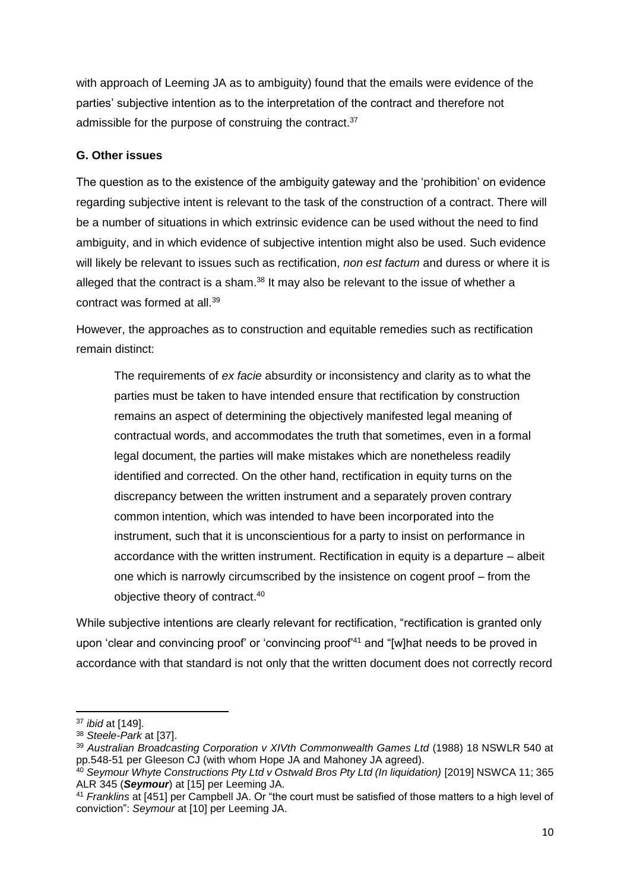with approach of Leeming JA as to ambiguity) found that the emails were evidence of the parties' subjective intention as to the interpretation of the contract and therefore not admissible for the purpose of construing the contract.[37]

### G. Other issues

The question as to the existence of the ambiguity gateway and the 'prohibition' on evidence regarding subjective intent is relevant to the task of the construction of a contract. There will be a number of situations in which extrinsic evidence can be used without the need to find ambiguity, and in which evidence of subjective intention might also be used. Such evidence will likely be relevant to issues such as rectification, *non est factum* and duress or where it is alleged that the contract is a sham.[38] It may also be relevant to the issue of whether a contract was formed at all.[39]

However, the approaches as to construction and equitable remedies such as rectification remain distinct:

> The requirements of *ex facie* absurdity or inconsistency and clarity as to what the parties must be taken to have intended ensure that rectification by construction remains an aspect of determining the objectively manifested legal meaning of contractual words, and accommodates the truth that sometimes, even in a formal legal document, the parties will make mistakes which are nonetheless readily identified and corrected. On the other hand, rectification in equity turns on the discrepancy between the written instrument and a separately proven contrary common intention, which was intended to have been incorporated into the instrument, such that it is unconscientious for a party to insist on performance in accordance with the written instrument. Rectification in equity is a departure – albeit one which is narrowly circumscribed by the insistence on cogent proof – from the objective theory of contract.[40]

While subjective intentions are clearly relevant for rectification, "rectification is granted only upon 'clear and convincing proof' or 'convincing proof'[41] and "[w]hat needs to be proved in accordance with that standard is not only that the written document does not correctly record

---

[37] *ibid* at [149].

[38] *Steele-Park* at [37].

[39] *Australian Broadcasting Corporation v XIVth Commonwealth Games Ltd* (1988) 18 NSWLR 540 at pp.548-51 per Gleeson CJ (with whom Hope JA and Mahoney JA agreed).

[40] *Seymour Whyte Constructions Pty Ltd v Ostwald Bros Pty Ltd (In liquidation)* [2019] NSWCA 11; 365 ALR 345 (***Seymour***) at [15] per Leeming JA.

[41] *Franklins* at [451] per Campbell JA. Or "the court must be satisfied of those matters to a high level of conviction": *Seymour* at [10] per Leeming JA.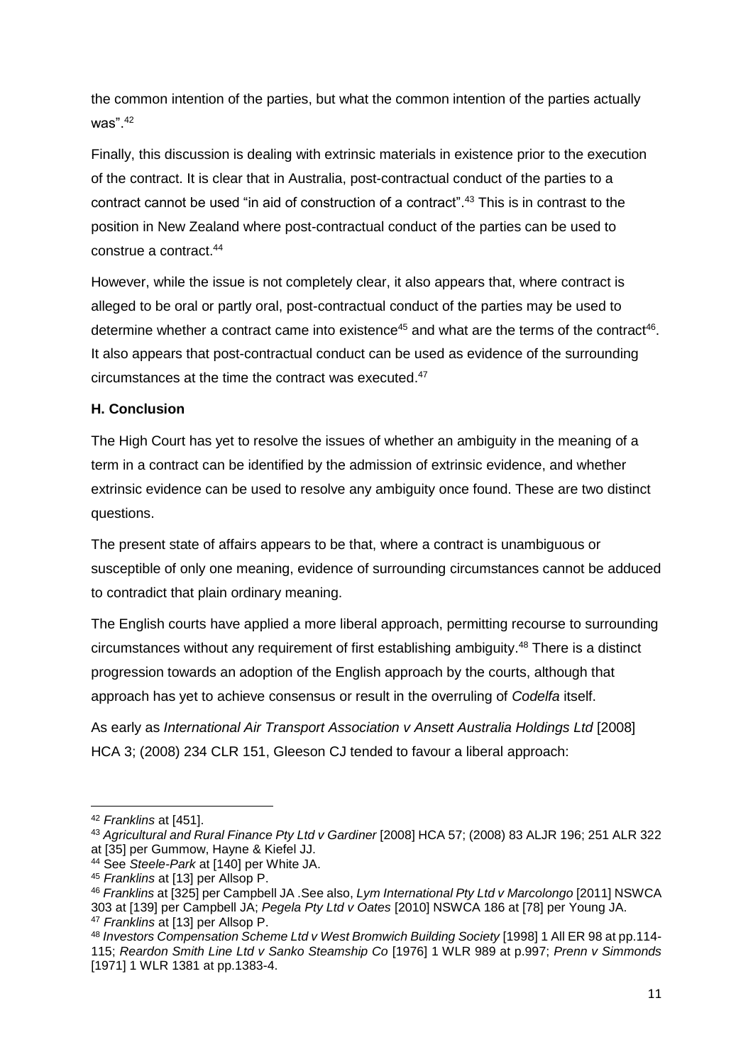the common intention of the parties, but what the common intention of the parties actually was".[42]

Finally, this discussion is dealing with extrinsic materials in existence prior to the execution of the contract. It is clear that in Australia, post-contractual conduct of the parties to a contract cannot be used "in aid of construction of a contract".[43] This is in contrast to the position in New Zealand where post-contractual conduct of the parties can be used to construe a contract.[44]

However, while the issue is not completely clear, it also appears that, where contract is alleged to be oral or partly oral, post-contractual conduct of the parties may be used to determine whether a contract came into existence[45] and what are the terms of the contract[46]. It also appears that post-contractual conduct can be used as evidence of the surrounding circumstances at the time the contract was executed.[47]

**H. Conclusion**

The High Court has yet to resolve the issues of whether an ambiguity in the meaning of a term in a contract can be identified by the admission of extrinsic evidence, and whether extrinsic evidence can be used to resolve any ambiguity once found. These are two distinct questions.

The present state of affairs appears to be that, where a contract is unambiguous or susceptible of only one meaning, evidence of surrounding circumstances cannot be adduced to contradict that plain ordinary meaning.

The English courts have applied a more liberal approach, permitting recourse to surrounding circumstances without any requirement of first establishing ambiguity.[48] There is a distinct progression towards an adoption of the English approach by the courts, although that approach has yet to achieve consensus or result in the overruling of *Codelfa* itself.

As early as *International Air Transport Association v Ansett Australia Holdings Ltd* [2008] HCA 3; (2008) 234 CLR 151, Gleeson CJ tended to favour a liberal approach:

---

[42] *Franklins* at [451].

[43] *Agricultural and Rural Finance Pty Ltd v Gardiner* [2008] HCA 57; (2008) 83 ALJR 196; 251 ALR 322 at [35] per Gummow, Hayne & Kiefel JJ.

[44] See *Steele-Park* at [140] per White JA.

[45] *Franklins* at [13] per Allsop P.

[46] *Franklins* at [325] per Campbell JA .See also, *Lym International Pty Ltd v Marcolongo* [2011] NSWCA 303 at [139] per Campbell JA; *Pegela Pty Ltd v Oates* [2010] NSWCA 186 at [78] per Young JA.

[47] *Franklins* at [13] per Allsop P.

[48] *Investors Compensation Scheme Ltd v West Bromwich Building Society* [1998] 1 All ER 98 at pp.114-115; *Reardon Smith Line Ltd v Sanko Steamship Co* [1976] 1 WLR 989 at p.997; *Prenn v Simmonds* [1971] 1 WLR 1381 at pp.1383-4.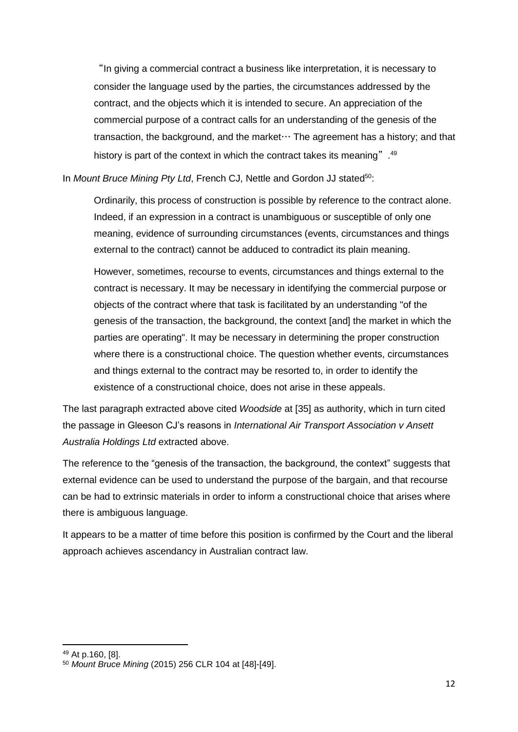> "In giving a commercial contract a business like interpretation, it is necessary to consider the language used by the parties, the circumstances addressed by the contract, and the objects which it is intended to secure. An appreciation of the commercial purpose of a contract calls for an understanding of the genesis of the transaction, the background, and the market… The agreement has a history; and that history is part of the context in which the contract takes its meaning".[49]

In *Mount Bruce Mining Pty Ltd*, French CJ, Nettle and Gordon JJ stated[50]:

> Ordinarily, this process of construction is possible by reference to the contract alone. Indeed, if an expression in a contract is unambiguous or susceptible of only one meaning, evidence of surrounding circumstances (events, circumstances and things external to the contract) cannot be adduced to contradict its plain meaning.
>
> However, sometimes, recourse to events, circumstances and things external to the contract is necessary. It may be necessary in identifying the commercial purpose or objects of the contract where that task is facilitated by an understanding "of the genesis of the transaction, the background, the context [and] the market in which the parties are operating". It may be necessary in determining the proper construction where there is a constructional choice. The question whether events, circumstances and things external to the contract may be resorted to, in order to identify the existence of a constructional choice, does not arise in these appeals.

The last paragraph extracted above cited *Woodside* at [35] as authority, which in turn cited the passage in Gleeson CJ's reasons in *International Air Transport Association v Ansett Australia Holdings Ltd* extracted above.

The reference to the "genesis of the transaction, the background, the context" suggests that external evidence can be used to understand the purpose of the bargain, and that recourse can be had to extrinsic materials in order to inform a constructional choice that arises where there is ambiguous language.

It appears to be a matter of time before this position is confirmed by the Court and the liberal approach achieves ascendancy in Australian contract law.

---

[49] At p.160, [8].

[50] *Mount Bruce Mining* (2015) 256 CLR 104 at [48]-[49].